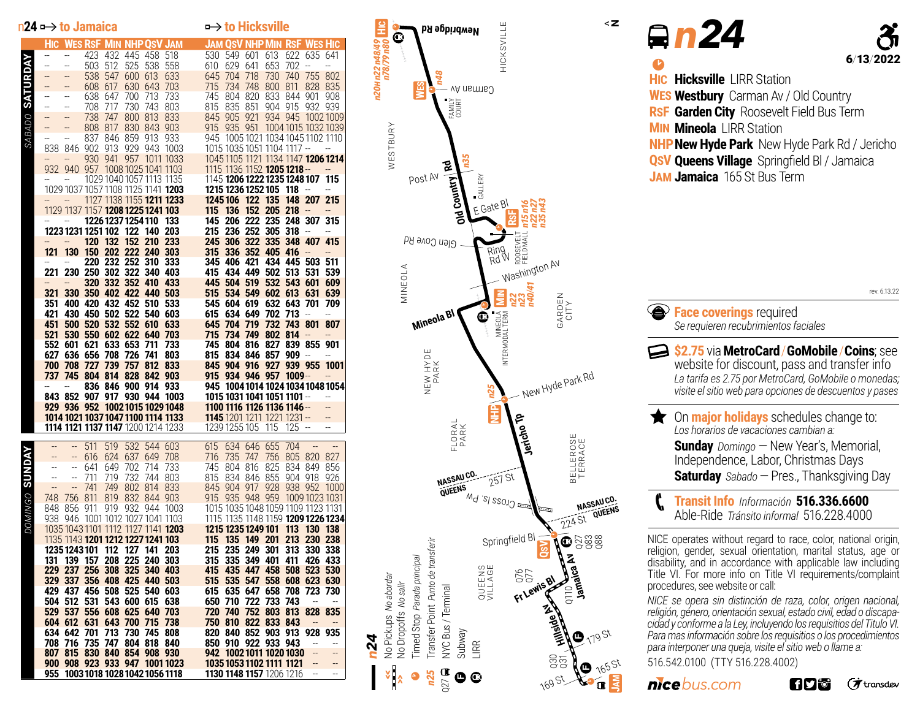# n24

6/13/2022

**HIC** **Hicksville** LIRR Station
**WES** **Westbury** Carman Av / Old Country
**RSF** **Garden City** Roosevelt Field Bus Term
**MIN** **Mineola** LIRR Station
**NHP** **New Hyde Park** New Hyde Park Rd / Jericho
**QSV** **Queens Village** Springfield Bl / Jamaica
**JAM** **Jamaica** 165 St Bus Term

## SATURDAY / *SABADO*

| n24 → to Jamaica | | | | | | | → to Hicksville | | | | | | |
|---|---|---|---|---|---|---|---|---|---|---|---|---|---|
| HIC | WES | RSF | MIN | NHP | QSV | JAM | JAM | QSV | NHP | MIN | RSF | WES | HIC |
| -- | -- | 423 | 432 | 445 | 458 | 518 | 530 | 549 | 601 | 613 | 622 | 635 | 641 |
| -- | -- | 503 | 512 | 525 | 538 | 558 | 610 | 629 | 641 | 653 | 702 | -- | -- |
| -- | -- | 538 | 547 | 600 | 613 | 633 | 645 | 704 | 718 | 730 | 740 | 755 | 802 |
| -- | -- | 608 | 617 | 630 | 643 | 703 | 715 | 734 | 748 | 800 | 811 | 828 | 835 |
| -- | -- | 638 | 647 | 700 | 713 | 733 | 745 | 804 | 820 | 833 | 844 | 901 | 908 |
| -- | -- | 708 | 717 | 730 | 743 | 803 | 815 | 835 | 851 | 904 | 915 | 932 | 939 |
| -- | -- | 738 | 747 | 800 | 813 | 833 | 845 | 905 | 921 | 934 | 945 | 1002 | 1009 |
| -- | -- | 808 | 817 | 830 | 843 | 903 | 915 | 935 | 951 | 1004 | 1015 | 1032 | 1039 |
| -- | -- | 837 | 846 | 859 | 913 | 933 | 945 | 1005 | 1021 | 1034 | 1045 | 1102 | 1110 |
| 838 | 846 | 902 | 913 | 929 | 943 | 1003 | 1015 | 1035 | 1051 | 1104 | 1117 | -- | -- |
| -- | -- | 930 | 941 | 957 | 1011 | 1033 | 1045 | 1105 | 1121 | 1134 | 1147 | **1206** | **1214** |
| 932 | 940 | 957 | 1008 | 1025 | 1041 | 1103 | 1115 | 1136 | 1152 | **1205** | **1218** | -- | -- |
| -- | -- | 1029 | 1040 | 1057 | 1113 | 1135 | 1145 | **1206** | **1222** | **1235** | **1248** | **107** | **115** |
| 1029 | 1037 | 1057 | 1108 | 1125 | 1141 | **1203** | **1215** | **1236** | **1252** | **105** | **118** | -- | -- |
| -- | -- | 1127 | 1138 | 1155 | **1211** | **1233** | **1245** | **106** | **122** | **135** | **148** | **207** | **215** |
| 1129 | 1137 | 1157 | **1208** | **1225** | **1241** | **103** | **115** | **136** | **152** | **205** | **218** | -- | -- |
| -- | -- | **1226** | **1237** | **1254** | **110** | **133** | **145** | **206** | **222** | **235** | **248** | **307** | **315** |
| **1223** | **1231** | **1251** | **102** | **122** | **140** | **203** | **215** | **236** | **252** | **305** | **318** | -- | -- |
| -- | -- | **120** | **132** | **152** | **210** | **233** | **245** | **306** | **322** | **335** | **348** | **407** | **415** |
| **121** | **130** | **150** | **202** | **222** | **240** | **303** | **315** | **336** | **352** | **405** | **416** | -- | -- |
| -- | -- | **220** | **232** | **252** | **310** | **333** | **345** | **406** | **421** | **434** | **445** | **503** | **511** |
| **221** | **230** | **250** | **302** | **322** | **340** | **403** | **415** | **434** | **449** | **502** | **513** | **531** | **539** |
| -- | -- | **320** | **332** | **352** | **410** | **433** | **445** | **504** | **519** | **532** | **543** | **601** | **609** |
| **321** | **330** | **350** | **402** | **422** | **440** | **503** | **515** | **534** | **549** | **602** | **613** | **631** | **639** |
| **351** | **400** | **420** | **432** | **452** | **510** | **533** | **545** | **604** | **619** | **632** | **643** | **701** | **709** |
| **421** | **430** | **450** | **502** | **522** | **540** | **603** | **615** | **634** | **649** | **702** | **713** | -- | -- |
| **451** | **500** | **520** | **532** | **552** | **610** | **633** | **645** | **704** | **719** | **732** | **743** | **801** | **807** |
| **521** | **530** | **550** | **602** | **622** | **640** | **703** | **715** | **734** | **749** | **802** | **814** | -- | -- |
| **552** | **601** | **621** | **633** | **653** | **711** | **733** | **745** | **804** | **816** | **827** | **839** | **855** | **901** |
| **627** | **636** | **656** | **708** | **726** | **741** | **803** | **815** | **834** | **846** | **857** | **909** | -- | -- |
| **700** | **708** | **727** | **739** | **757** | **812** | **833** | **845** | **904** | **916** | **927** | **939** | **955** | **1001** |
| **737** | **745** | **804** | **814** | **828** | **842** | **903** | **915** | **934** | **946** | **957** | **1009** | -- | -- |
| -- | -- | **836** | **846** | **900** | **914** | **933** | **945** | **1004** | **1014** | **1024** | **1034** | **1048** | **1054** |
| **843** | **852** | **907** | **917** | **930** | **944** | **1003** | **1015** | **1031** | **1041** | **1051** | **1101** | -- | -- |
| **929** | **936** | **952** | **1002** | **1015** | **1029** | **1048** | **1100** | **1116** | **1126** | **1136** | **1146** | -- | -- |
| **1014** | **1021** | **1037** | **1047** | **1100** | **1114** | **1133** | **1145** | 1201 | 1211 | 1221 | 1231 | -- | -- |
| **1114** | **1121** | **1137** | **1147** | 1200 | 1214 | 1233 | 1239 | 1255 | 105 | 115 | 125 | -- | -- |

## SUNDAY / *DOMINGO*

| HIC | WES | RSF | MIN | NHP | QSV | JAM | JAM | QSV | NHP | MIN | RSF | WES | HIC |
|---|---|---|---|---|---|---|---|---|---|---|---|---|---|
| -- | -- | 511 | 519 | 532 | 544 | 603 | 615 | 634 | 646 | 655 | 704 | -- | -- |
| -- | -- | 616 | 624 | 637 | 649 | 708 | 716 | 735 | 747 | 756 | 805 | 820 | 827 |
| -- | -- | 641 | 649 | 702 | 714 | 733 | 745 | 804 | 816 | 825 | 834 | 849 | 856 |
| -- | -- | 711 | 719 | 732 | 744 | 803 | 815 | 834 | 846 | 855 | 904 | 918 | 926 |
| -- | -- | 741 | 749 | 802 | 814 | 833 | 845 | 904 | 917 | 928 | 938 | 952 | 1000 |
| 748 | 756 | 811 | 819 | 832 | 844 | 903 | 915 | 935 | 948 | 959 | 1009 | 1023 | 1031 |
| 848 | 856 | 911 | 919 | 932 | 944 | 1003 | 1015 | 1035 | 1048 | 1059 | 1109 | 1123 | 1131 |
| 938 | 946 | 1001 | 1012 | 1027 | 1041 | 1103 | 1115 | 1135 | 1148 | 1159 | **1209** | **1226** | **1234** |
| 1035 | 1043 | 1101 | 1112 | 1127 | 1141 | **1203** | **1215** | **1235** | **1249** | **101** | **113** | **130** | **138** |
| 1135 | 1143 | **1201** | **1212** | **1227** | **1241** | **103** | **115** | **135** | **149** | **201** | **213** | **230** | **238** |
| **1235** | **1243** | **101** | **112** | **127** | **141** | **203** | **215** | **235** | **249** | **301** | **313** | **330** | **338** |
| **131** | **139** | **157** | **208** | **225** | **240** | **303** | **315** | **335** | **349** | **401** | **411** | **426** | **433** |
| **229** | **237** | **256** | **308** | **325** | **340** | **403** | **415** | **435** | **447** | **458** | **508** | **523** | **530** |
| **329** | **337** | **356** | **408** | **425** | **440** | **503** | **515** | **535** | **547** | **558** | **608** | **623** | **630** |
| **429** | **437** | **456** | **508** | **525** | **540** | **603** | **615** | **635** | **647** | **658** | **708** | **723** | **730** |
| **504** | **512** | **531** | **543** | **600** | **615** | **638** | **650** | **710** | **722** | **733** | **743** | -- | -- |
| **529** | **537** | **556** | **608** | **625** | **640** | **703** | **720** | **740** | **752** | **803** | **813** | **828** | **835** |
| **604** | **612** | **631** | **643** | **700** | **715** | **738** | **750** | **810** | **822** | **833** | **843** | -- | -- |
| **634** | **642** | **701** | **713** | **730** | **745** | **808** | **820** | **840** | **852** | **903** | **913** | **928** | **935** |
| **708** | **716** | **735** | **747** | **804** | **818** | **840** | **850** | **910** | **922** | **933** | **943** | -- | -- |
| **807** | **815** | **830** | **840** | **854** | **908** | **930** | **942** | **1002** | **1011** | **1020** | **1030** | -- | -- |
| **900** | **908** | **923** | **933** | **947** | **1001** | **1023** | **1035** | **1053** | **1102** | **1111** | **1121** | -- | -- |
| **955** | **1003** | **1018** | **1028** | **1042** | **1056** | **1118** | **1130** | **1148** | **1157** | 1206 | 1216 | -- | -- |

**Map legend:** No Pickups *No abordar* · No Dropoffs *No salir* · Timed Stop *Parada principal* · Transfer Point *Punto de transferir* · NYC Bus / Terminal · Subway · LIRR

rev. 6.13.22

**Face coverings** required
*Se requieren recubrimientos faciales*

**$2.75** via **MetroCard** / **GoMobile** / **Coins**; see website for discount, pass and transfer info
*La tarifa es 2.75 por MetroCard, GoMobile o monedas; visite el sitio web para opciones de descuentos y pases*

On **major holidays** schedules change to:
*Los horarios de vacaciones cambian a:*
**Sunday** *Domingo* — New Year's, Memorial, Independence, Labor, Christmas Days
**Saturday** *Sabado* — Pres., Thanksgiving Day

**Transit Info** *Información* **516.336.6600**
Able-Ride *Tránsito informal* 516.228.4000

NICE operates without regard to race, color, national origin, religion, gender, sexual orientation, marital status, age or disability, and in accordance with applicable law including Title VI. For more info on Title VI requirements/complaint procedures, see website or call:

*NICE se opera sin distinción de raza, color, origen nacional, religión, género, orientación sexual, estado civil, edad o discapacidad y conforme a la Ley, incluyendo los requisitos del Titulo VI. Para mas información sobre los requisitos o los procedimientos para interponer una queja, visite el sitio web o llame a:*

516.542.0100 (TTY 516.228.4002)

nicebus.com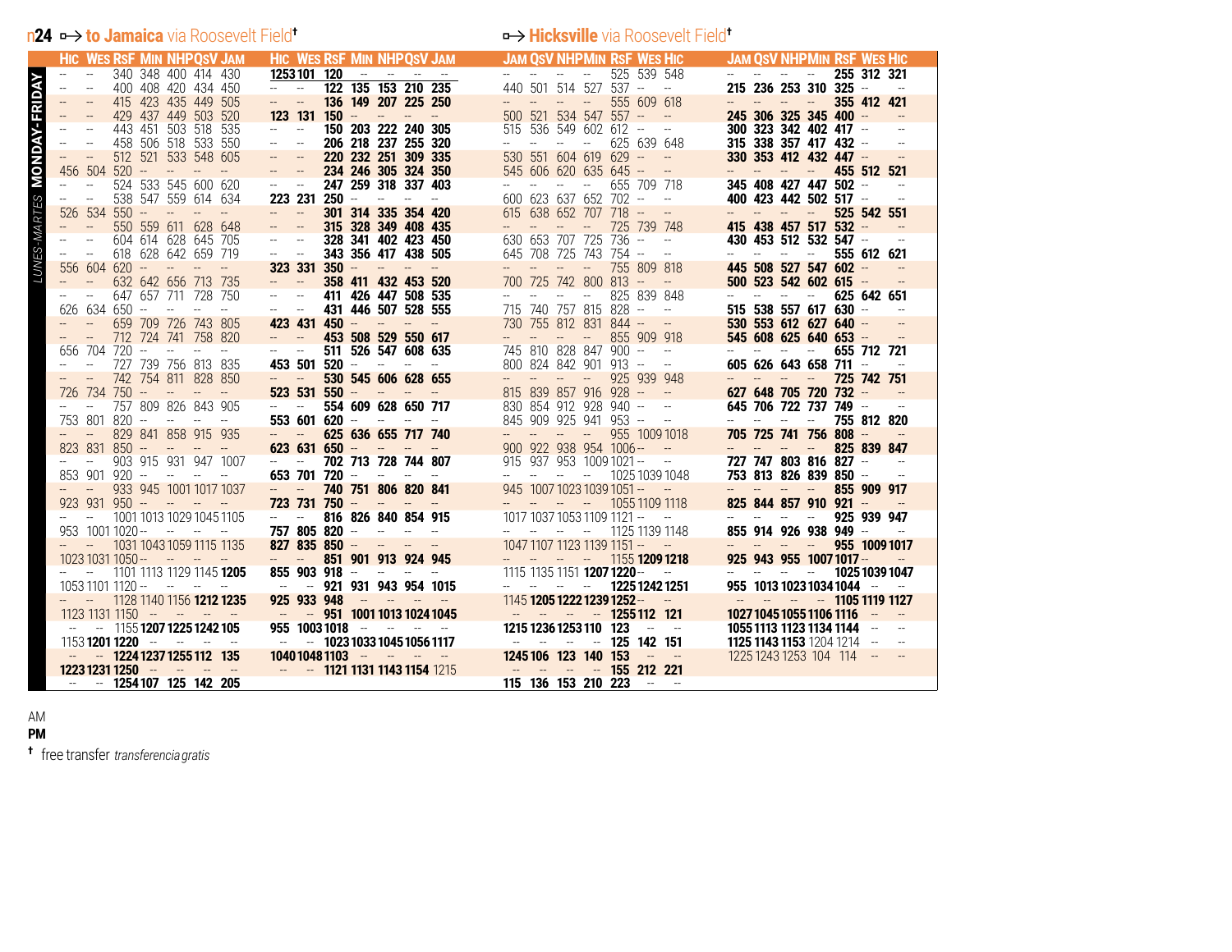## n24 ⟶ to Jamaica via Roosevelt Field†

**MONDAY-FRIDAY** *LUNES-MARTES*

| HIC | WES | RSF | MIN | NHP | QSV | JAM |
|---|---|---|---|---|---|---|
| -- | -- | 340 | 348 | 400 | 414 | 430 |
| -- | -- | 400 | 408 | 420 | 434 | 450 |
| -- | -- | 415 | 423 | 435 | 449 | 505 |
| -- | -- | 429 | 437 | 449 | 503 | 520 |
| -- | -- | 443 | 451 | 503 | 518 | 535 |
| -- | -- | 458 | 506 | 518 | 533 | 550 |
| -- | -- | 512 | 521 | 533 | 548 | 605 |
| 456 | 504 | 520 | -- | -- | -- | -- |
| -- | -- | 524 | 533 | 545 | 600 | 620 |
| -- | -- | 538 | 547 | 559 | 614 | 634 |
| 526 | 534 | 550 | -- | -- | -- | -- |
| -- | -- | 550 | 559 | 611 | 628 | 648 |
| -- | -- | 604 | 614 | 628 | 645 | 705 |
| -- | -- | 618 | 628 | 642 | 659 | 719 |
| 556 | 604 | 620 | -- | -- | -- | -- |
| -- | -- | 632 | 642 | 656 | 713 | 735 |
| -- | -- | 647 | 657 | 711 | 728 | 750 |
| 626 | 634 | 650 | -- | -- | -- | -- |
| -- | -- | 659 | 709 | 726 | 743 | 805 |
| -- | -- | 712 | 724 | 741 | 758 | 820 |
| 656 | 704 | 720 | -- | -- | -- | -- |
| -- | -- | 727 | 739 | 756 | 813 | 835 |
| -- | -- | 742 | 754 | 811 | 828 | 850 |
| 726 | 734 | 750 | -- | -- | -- | -- |
| -- | -- | 757 | 809 | 826 | 843 | 905 |
| 753 | 801 | 820 | -- | -- | -- | -- |
| -- | -- | 829 | 841 | 858 | 915 | 935 |
| 823 | 831 | 850 | -- | -- | -- | -- |
| -- | -- | 903 | 915 | 931 | 947 | 1007 |
| 853 | 901 | 920 | -- | -- | -- | -- |
| -- | -- | 933 | 945 | 1001 | 1017 | 1037 |
| 923 | 931 | 950 | -- | -- | -- | -- |
| -- | -- | 1001 | 1013 | 1029 | 1045 | 1105 |
| 953 | 1001 | 1020 | -- | -- | -- | -- |
| -- | -- | 1031 | 1043 | 1059 | 1115 | 1135 |
| 1023 | 1031 | 1050 | -- | -- | -- | -- |
| -- | -- | 1101 | 1113 | 1129 | 1145 | **1205** |
| 1053 | 1101 | 1120 | -- | -- | -- | -- |
| -- | -- | 1128 | 1140 | 1156 | **1212** | **1235** |
| 1123 | 1131 | 1150 | -- | -- | -- | -- |
| -- | -- | 1155 | **1207** | **1225** | **1242** | **105** |
| 1153 | **1201** | **1220** | -- | -- | -- | -- |
| -- | -- | **1224** | **1237** | **1255** | **112** | **135** |
| **1223** | **1231** | **1250** | -- | -- | -- | -- |
| -- | -- | **1254** | **107** | **125** | **142** | **205** |
| **1253** | **101** | **120** | -- | -- | -- | -- |
| -- | -- | **122** | **135** | **153** | **210** | **235** |
| -- | -- | **136** | **149** | **207** | **225** | **250** |
| **123** | **131** | **150** | -- | -- | -- | -- |
| -- | -- | **150** | **203** | **222** | **240** | **305** |
| -- | -- | **206** | **218** | **237** | **255** | **320** |
| -- | -- | **220** | **232** | **251** | **309** | **335** |
| -- | -- | **234** | **246** | **305** | **324** | **350** |
| -- | -- | **247** | **259** | **318** | **337** | **403** |
| **223** | **231** | **250** | -- | -- | -- | -- |
| -- | -- | **301** | **314** | **335** | **354** | **420** |
| -- | -- | **315** | **328** | **349** | **408** | **435** |
| -- | -- | **328** | **341** | **402** | **423** | **450** |
| -- | -- | **343** | **356** | **417** | **438** | **505** |
| **323** | **331** | **350** | -- | -- | -- | -- |
| -- | -- | **358** | **411** | **432** | **453** | **520** |
| -- | -- | **411** | **426** | **447** | **508** | **535** |
| -- | -- | **431** | **446** | **507** | **528** | **555** |
| **423** | **431** | **450** | -- | -- | -- | -- |
| -- | -- | **453** | **508** | **529** | **550** | **617** |
| -- | -- | **511** | **526** | **547** | **608** | **635** |
| **453** | **501** | **520** | -- | -- | -- | -- |
| -- | -- | **530** | **545** | **606** | **628** | **655** |
| **523** | **531** | **550** | -- | -- | -- | -- |
| -- | -- | **554** | **609** | **628** | **650** | **717** |
| **553** | **601** | **620** | -- | -- | -- | -- |
| -- | -- | **625** | **636** | **655** | **717** | **740** |
| **623** | **631** | **650** | -- | -- | -- | -- |
| -- | -- | **702** | **713** | **728** | **744** | **807** |
| **653** | **701** | **720** | -- | -- | -- | -- |
| -- | -- | **740** | **751** | **806** | **820** | **841** |
| **723** | **731** | **750** | -- | -- | -- | -- |
| -- | -- | **816** | **826** | **840** | **854** | **915** |
| **757** | **805** | **820** | -- | -- | -- | -- |
| **827** | **835** | **850** | -- | -- | -- | -- |
| -- | -- | **851** | **901** | **913** | **924** | **945** |
| **855** | **903** | **918** | -- | -- | -- | -- |
| -- | -- | **921** | **931** | **943** | **954** | **1015** |
| **925** | **933** | **948** | -- | -- | -- | -- |
| -- | -- | **951** | **1001** | **1013** | **1024** | **1045** |
| **955** | **1003** | **1018** | -- | -- | -- | -- |
| -- | -- | **1023** | **1033** | **1045** | **1056** | **1117** |
| **1040** | **1048** | **1103** | -- | -- | -- | -- |
| -- | -- | **1121** | **1131** | **1143** | **1154** | 1215 |

## ⟶ Hicksville via Roosevelt Field†

| JAM | QSV | NHP | MIN | RSF | WES | HIC |
|---|---|---|---|---|---|---|
| -- | -- | -- | -- | 525 | 539 | 548 |
| 440 | 501 | 514 | 527 | 537 | -- | -- |
| -- | -- | -- | -- | 555 | 609 | 618 |
| 500 | 521 | 534 | 547 | 557 | -- | -- |
| 515 | 536 | 549 | 602 | 612 | -- | -- |
| -- | -- | -- | -- | 625 | 639 | 648 |
| 530 | 551 | 604 | 619 | 629 | -- | -- |
| 545 | 606 | 620 | 635 | 645 | -- | -- |
| -- | -- | -- | -- | 655 | 709 | 718 |
| 600 | 623 | 637 | 652 | 702 | -- | -- |
| 615 | 638 | 652 | 707 | 718 | -- | -- |
| -- | -- | -- | -- | 725 | 739 | 748 |
| 630 | 653 | 707 | 725 | 736 | -- | -- |
| 645 | 708 | 725 | 743 | 754 | -- | -- |
| -- | -- | -- | -- | 755 | 809 | 818 |
| 700 | 725 | 742 | 800 | 813 | -- | -- |
| -- | -- | -- | -- | 825 | 839 | 848 |
| 715 | 740 | 757 | 815 | 828 | -- | -- |
| 730 | 755 | 812 | 831 | 844 | -- | -- |
| -- | -- | -- | -- | 855 | 909 | 918 |
| 745 | 810 | 828 | 847 | 900 | -- | -- |
| 800 | 824 | 842 | 901 | 913 | -- | -- |
| -- | -- | -- | -- | 925 | 939 | 948 |
| 815 | 839 | 857 | 916 | 928 | -- | -- |
| 830 | 854 | 912 | 928 | 940 | -- | -- |
| 845 | 909 | 925 | 941 | 953 | -- | -- |
| -- | -- | -- | -- | 955 | 1009 | 1018 |
| 900 | 922 | 938 | 954 | 1006 | -- | -- |
| 915 | 937 | 953 | 1009 | 1021 | -- | -- |
| -- | -- | -- | -- | 1025 | 1039 | 1048 |
| 945 | 1007 | 1023 | 1039 | 1051 | -- | -- |
| -- | -- | -- | -- | 1055 | 1109 | 1118 |
| 1017 | 1037 | 1053 | 1109 | 1121 | -- | -- |
| -- | -- | -- | -- | 1125 | 1139 | 1148 |
| 1047 | 1107 | 1123 | 1139 | 1151 | -- | -- |
| -- | -- | -- | -- | 1155 | **1209** | **1218** |
| 1115 | 1135 | 1151 | **1207** | **1220** | -- | -- |
| -- | -- | -- | -- | **1225** | **1242** | **1251** |
| 1145 | **1205** | **1222** | **1239** | **1252** | -- | -- |
| -- | -- | -- | -- | **1255** | **112** | **121** |
| **1215** | **1236** | **1253** | **110** | **123** | -- | -- |
| -- | -- | -- | -- | **125** | **142** | **151** |
| **1245** | **106** | **123** | **140** | **153** | -- | -- |
| -- | -- | -- | -- | **155** | **212** | **221** |
| **115** | **136** | **153** | **210** | **223** | -- | -- |
| -- | -- | -- | -- | **255** | **312** | **321** |
| **215** | **236** | **253** | **310** | **325** | -- | -- |
| -- | -- | -- | -- | **355** | **412** | **421** |
| **245** | **306** | **325** | **345** | **400** | -- | -- |
| **300** | **323** | **342** | **402** | **417** | -- | -- |
| **315** | **338** | **357** | **417** | **432** | -- | -- |
| **330** | **353** | **412** | **432** | **447** | -- | -- |
| -- | -- | -- | -- | **455** | **512** | **521** |
| **345** | **408** | **427** | **447** | **502** | -- | -- |
| **400** | **423** | **442** | **502** | **517** | -- | -- |
| -- | -- | -- | -- | **525** | **542** | **551** |
| **415** | **438** | **457** | **517** | **532** | -- | -- |
| **430** | **453** | **512** | **532** | **547** | -- | -- |
| -- | -- | -- | -- | **555** | **612** | **621** |
| **445** | **508** | **527** | **547** | **602** | -- | -- |
| **500** | **523** | **542** | **602** | **615** | -- | -- |
| -- | -- | -- | -- | **625** | **642** | **651** |
| **515** | **538** | **557** | **617** | **630** | -- | -- |
| **530** | **553** | **612** | **627** | **640** | -- | -- |
| **545** | **608** | **625** | **640** | **653** | -- | -- |
| -- | -- | -- | -- | **655** | **712** | **721** |
| **605** | **626** | **643** | **658** | **711** | -- | -- |
| -- | -- | -- | -- | **725** | **742** | **751** |
| **627** | **648** | **705** | **720** | **732** | -- | -- |
| **645** | **706** | **722** | **737** | **749** | -- | -- |
| -- | -- | -- | -- | **755** | **812** | **820** |
| **705** | **725** | **741** | **756** | **808** | -- | -- |
| -- | -- | -- | -- | **825** | **839** | **847** |
| **727** | **747** | **803** | **816** | **827** | -- | -- |
| **753** | **813** | **826** | **839** | **850** | -- | -- |
| -- | -- | -- | -- | **855** | **909** | **917** |
| **825** | **844** | **857** | **910** | **921** | -- | -- |
| -- | -- | -- | -- | **925** | **939** | **947** |
| **855** | **914** | **926** | **938** | **949** | -- | -- |
| -- | -- | -- | -- | **955** | **1009** | **1017** |
| **925** | **943** | **955** | **1007** | **1017** | -- | -- |
| -- | -- | -- | -- | **1025** | **1039** | **1047** |
| **955** | **1013** | **1023** | **1034** | **1044** | -- | -- |
| -- | -- | -- | -- | **1105** | **1119** | **1127** |
| **1027** | **1045** | **1055** | **1106** | **1116** | -- | -- |
| **1055** | **1113** | **1123** | **1134** | **1144** | -- | -- |
| **1125** | **1143** | **1153** | 1204 | 1214 | -- | -- |
| 1225 | 1243 | 1253 | 104 | 114 | -- | -- |

AM
**PM**

† free transfer *transferencia gratis*